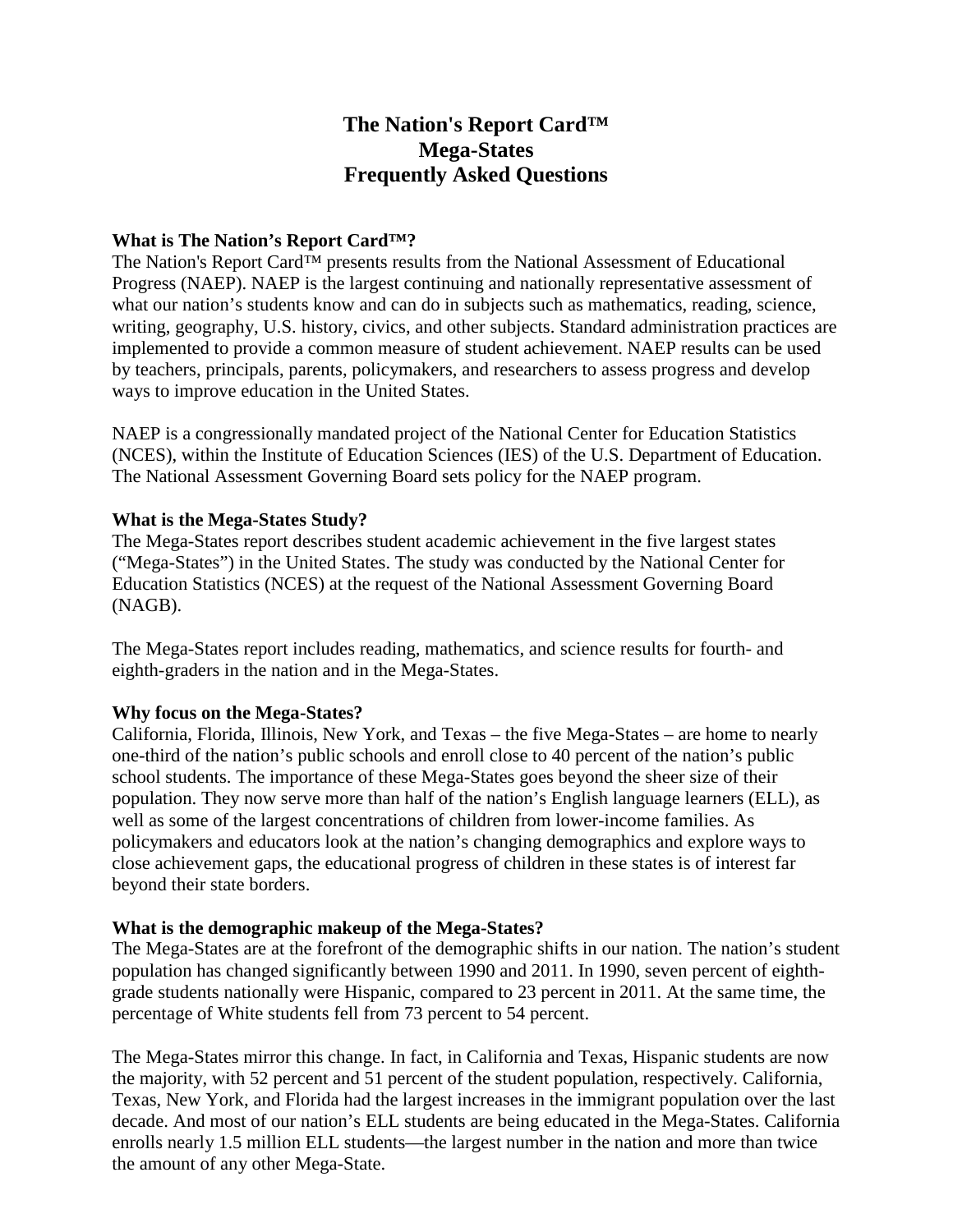# The Nation's Report Card™
# Mega-States
# Frequently Asked Questions

**What is The Nation's Report Card™?**

The Nation's Report Card™ presents results from the National Assessment of Educational Progress (NAEP). NAEP is the largest continuing and nationally representative assessment of what our nation's students know and can do in subjects such as mathematics, reading, science, writing, geography, U.S. history, civics, and other subjects. Standard administration practices are implemented to provide a common measure of student achievement. NAEP results can be used by teachers, principals, parents, policymakers, and researchers to assess progress and develop ways to improve education in the United States.

NAEP is a congressionally mandated project of the National Center for Education Statistics (NCES), within the Institute of Education Sciences (IES) of the U.S. Department of Education. The National Assessment Governing Board sets policy for the NAEP program.

**What is the Mega-States Study?**

The Mega-States report describes student academic achievement in the five largest states ("Mega-States") in the United States. The study was conducted by the National Center for Education Statistics (NCES) at the request of the National Assessment Governing Board (NAGB).

The Mega-States report includes reading, mathematics, and science results for fourth- and eighth-graders in the nation and in the Mega-States.

**Why focus on the Mega-States?**

California, Florida, Illinois, New York, and Texas – the five Mega-States – are home to nearly one-third of the nation's public schools and enroll close to 40 percent of the nation's public school students. The importance of these Mega-States goes beyond the sheer size of their population. They now serve more than half of the nation's English language learners (ELL), as well as some of the largest concentrations of children from lower-income families. As policymakers and educators look at the nation's changing demographics and explore ways to close achievement gaps, the educational progress of children in these states is of interest far beyond their state borders.

**What is the demographic makeup of the Mega-States?**

The Mega-States are at the forefront of the demographic shifts in our nation. The nation's student population has changed significantly between 1990 and 2011. In 1990, seven percent of eighth-grade students nationally were Hispanic, compared to 23 percent in 2011. At the same time, the percentage of White students fell from 73 percent to 54 percent.

The Mega-States mirror this change. In fact, in California and Texas, Hispanic students are now the majority, with 52 percent and 51 percent of the student population, respectively. California, Texas, New York, and Florida had the largest increases in the immigrant population over the last decade. And most of our nation's ELL students are being educated in the Mega-States. California enrolls nearly 1.5 million ELL students—the largest number in the nation and more than twice the amount of any other Mega-State.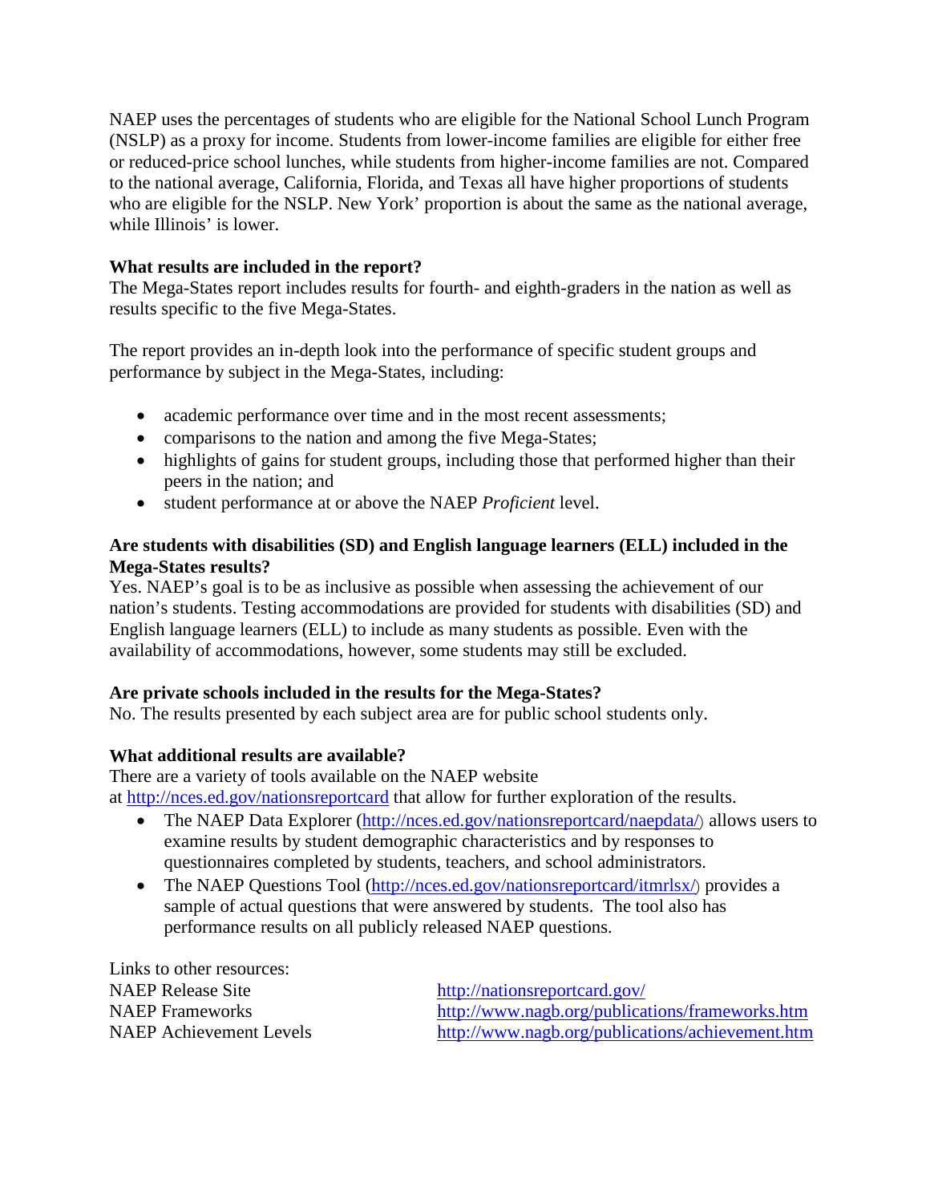NAEP uses the percentages of students who are eligible for the National School Lunch Program (NSLP) as a proxy for income. Students from lower-income families are eligible for either free or reduced-price school lunches, while students from higher-income families are not. Compared to the national average, California, Florida, and Texas all have higher proportions of students who are eligible for the NSLP. New York' proportion is about the same as the national average, while Illinois' is lower.

**What results are included in the report?**

The Mega-States report includes results for fourth- and eighth-graders in the nation as well as results specific to the five Mega-States.

The report provides an in-depth look into the performance of specific student groups and performance by subject in the Mega-States, including:

- academic performance over time and in the most recent assessments;
- comparisons to the nation and among the five Mega-States;
- highlights of gains for student groups, including those that performed higher than their peers in the nation; and
- student performance at or above the NAEP *Proficient* level.

**Are students with disabilities (SD) and English language learners (ELL) included in the Mega-States results?**

Yes. NAEP's goal is to be as inclusive as possible when assessing the achievement of our nation's students. Testing accommodations are provided for students with disabilities (SD) and English language learners (ELL) to include as many students as possible. Even with the availability of accommodations, however, some students may still be excluded.

**Are private schools included in the results for the Mega-States?**

No. The results presented by each subject area are for public school students only.

**What additional results are available?**

There are a variety of tools available on the NAEP website at http://nces.ed.gov/nationsreportcard that allow for further exploration of the results.

- The NAEP Data Explorer (http://nces.ed.gov/nationsreportcard/naepdata/) allows users to examine results by student demographic characteristics and by responses to questionnaires completed by students, teachers, and school administrators.
- The NAEP Questions Tool (http://nces.ed.gov/nationsreportcard/itmrlsx/) provides a sample of actual questions that were answered by students. The tool also has performance results on all publicly released NAEP questions.

Links to other resources:

| | |
|---|---|
| NAEP Release Site | http://nationsreportcard.gov/ |
| NAEP Frameworks | http://www.nagb.org/publications/frameworks.htm |
| NAEP Achievement Levels | http://www.nagb.org/publications/achievement.htm |